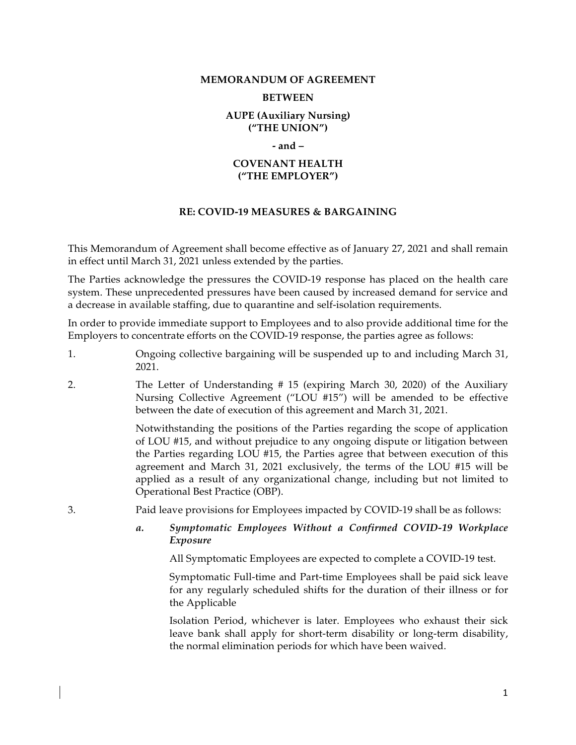**MEMORANDUM OF AGREEMENT**

**BETWEEN**

**AUPE (Auxiliary Nursing)**
**("THE UNION")**

**- and –**

**COVENANT HEALTH**
**("THE EMPLOYER")**

**RE: COVID-19 MEASURES & BARGAINING**

This Memorandum of Agreement shall become effective as of January 27, 2021 and shall remain in effect until March 31, 2021 unless extended by the parties.

The Parties acknowledge the pressures the COVID-19 response has placed on the health care system. These unprecedented pressures have been caused by increased demand for service and a decrease in available staffing, due to quarantine and self-isolation requirements.

In order to provide immediate support to Employees and to also provide additional time for the Employers to concentrate efforts on the COVID-19 response, the parties agree as follows:

1. Ongoing collective bargaining will be suspended up to and including March 31, 2021.

2. The Letter of Understanding # 15 (expiring March 30, 2020) of the Auxiliary Nursing Collective Agreement ("LOU #15") will be amended to be effective between the date of execution of this agreement and March 31, 2021.

   Notwithstanding the positions of the Parties regarding the scope of application of LOU #15, and without prejudice to any ongoing dispute or litigation between the Parties regarding LOU #15, the Parties agree that between execution of this agreement and March 31, 2021 exclusively, the terms of the LOU #15 will be applied as a result of any organizational change, including but not limited to Operational Best Practice (OBP).

3. Paid leave provisions for Employees impacted by COVID-19 shall be as follows:

   ***a. Symptomatic Employees Without a Confirmed COVID-19 Workplace Exposure***

   All Symptomatic Employees are expected to complete a COVID-19 test.

   Symptomatic Full-time and Part-time Employees shall be paid sick leave for any regularly scheduled shifts for the duration of their illness or for the Applicable

   Isolation Period, whichever is later. Employees who exhaust their sick leave bank shall apply for short-term disability or long-term disability, the normal elimination periods for which have been waived.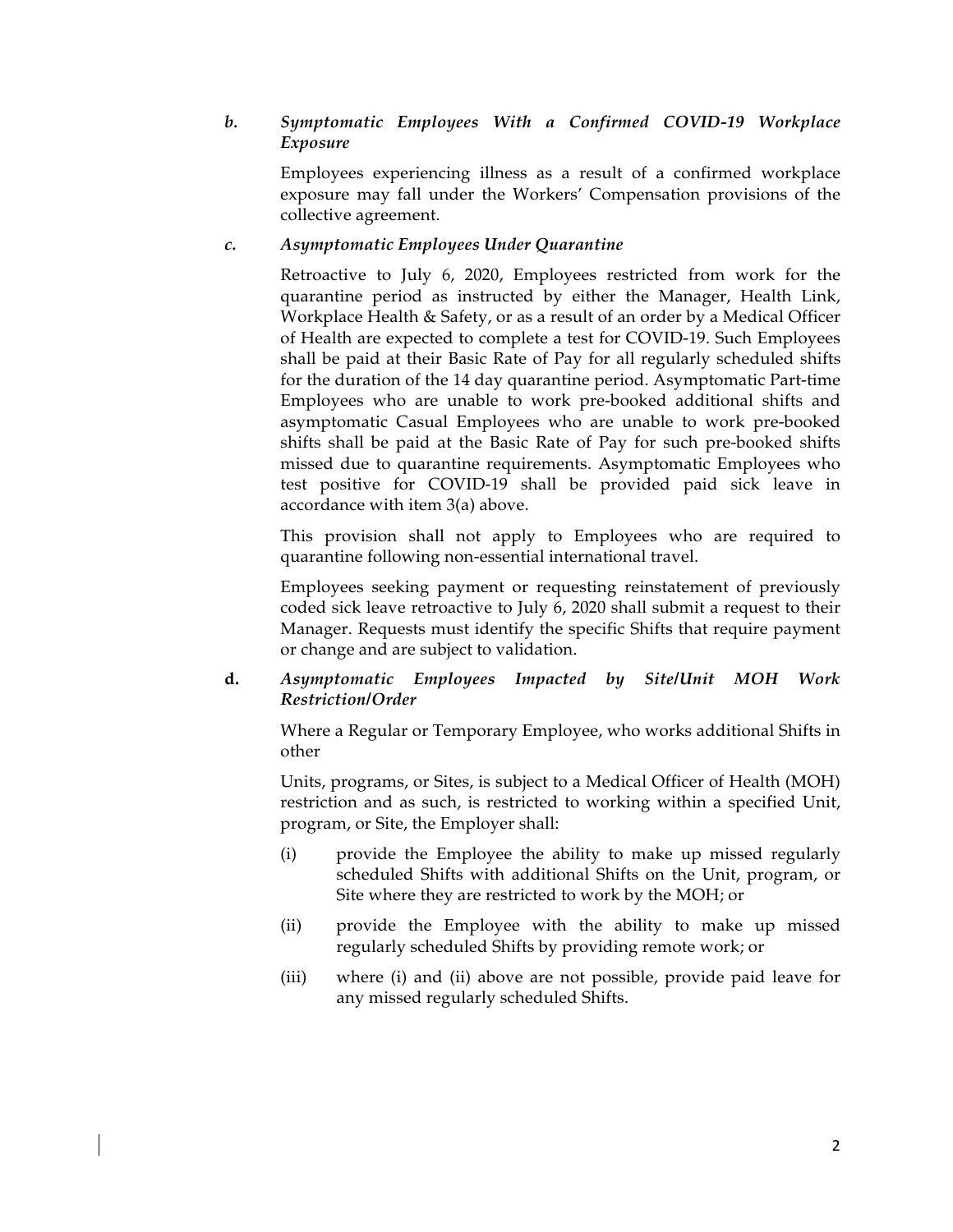*b. Symptomatic Employees With a Confirmed COVID-19 Workplace Exposure*

Employees experiencing illness as a result of a confirmed workplace exposure may fall under the Workers' Compensation provisions of the collective agreement.

*c. Asymptomatic Employees Under Quarantine*

Retroactive to July 6, 2020, Employees restricted from work for the quarantine period as instructed by either the Manager, Health Link, Workplace Health & Safety, or as a result of an order by a Medical Officer of Health are expected to complete a test for COVID-19. Such Employees shall be paid at their Basic Rate of Pay for all regularly scheduled shifts for the duration of the 14 day quarantine period. Asymptomatic Part-time Employees who are unable to work pre-booked additional shifts and asymptomatic Casual Employees who are unable to work pre-booked shifts shall be paid at the Basic Rate of Pay for such pre-booked shifts missed due to quarantine requirements. Asymptomatic Employees who test positive for COVID-19 shall be provided paid sick leave in accordance with item 3(a) above.

This provision shall not apply to Employees who are required to quarantine following non-essential international travel.

Employees seeking payment or requesting reinstatement of previously coded sick leave retroactive to July 6, 2020 shall submit a request to their Manager. Requests must identify the specific Shifts that require payment or change and are subject to validation.

**d.** *Asymptomatic Employees Impacted by Site/Unit MOH Work Restriction/Order*

Where a Regular or Temporary Employee, who works additional Shifts in other

Units, programs, or Sites, is subject to a Medical Officer of Health (MOH) restriction and as such, is restricted to working within a specified Unit, program, or Site, the Employer shall:

(i) provide the Employee the ability to make up missed regularly scheduled Shifts with additional Shifts on the Unit, program, or Site where they are restricted to work by the MOH; or

(ii) provide the Employee with the ability to make up missed regularly scheduled Shifts by providing remote work; or

(iii) where (i) and (ii) above are not possible, provide paid leave for any missed regularly scheduled Shifts.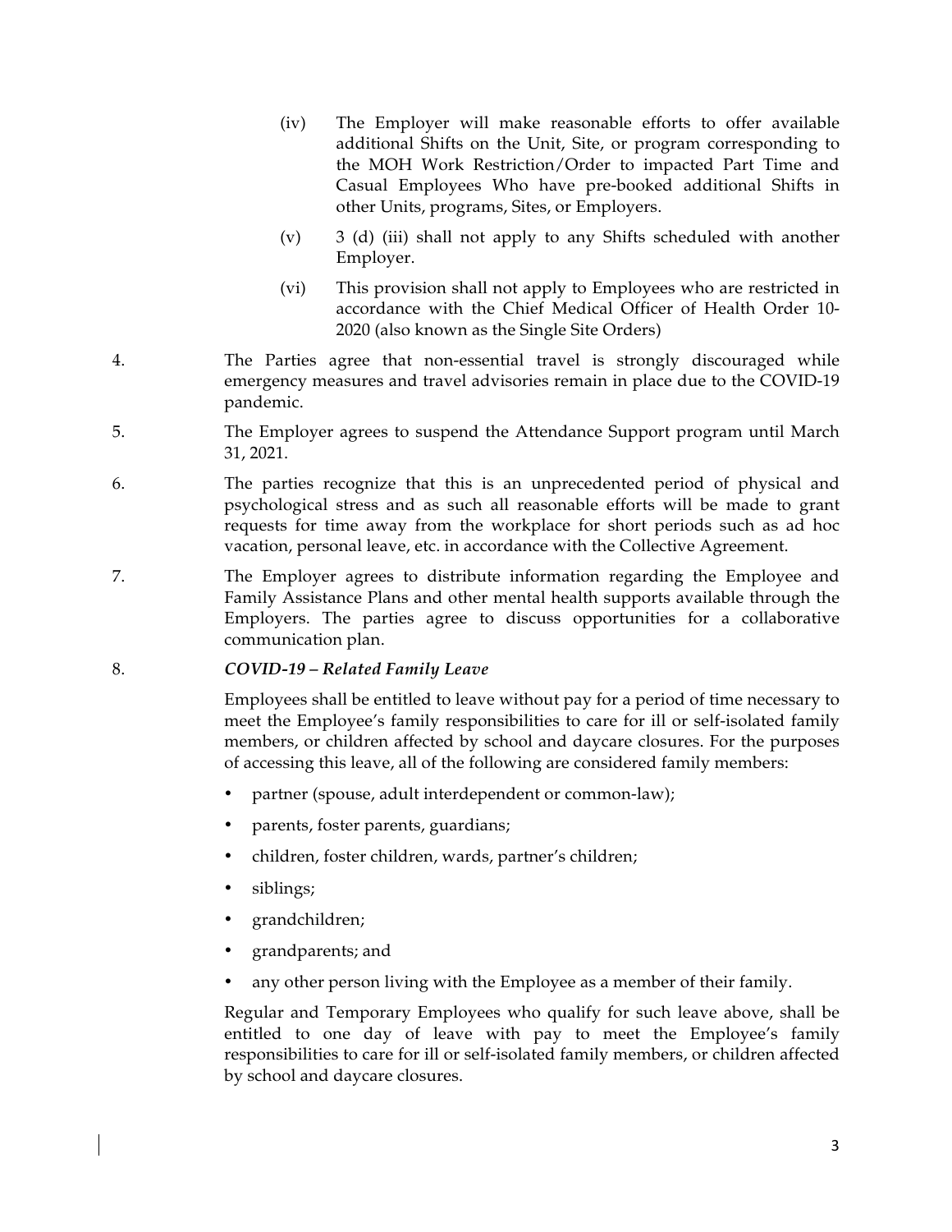(iv) The Employer will make reasonable efforts to offer available additional Shifts on the Unit, Site, or program corresponding to the MOH Work Restriction/Order to impacted Part Time and Casual Employees Who have pre-booked additional Shifts in other Units, programs, Sites, or Employers.

(v) 3 (d) (iii) shall not apply to any Shifts scheduled with another Employer.

(vi) This provision shall not apply to Employees who are restricted in accordance with the Chief Medical Officer of Health Order 10-2020 (also known as the Single Site Orders)

4. The Parties agree that non-essential travel is strongly discouraged while emergency measures and travel advisories remain in place due to the COVID-19 pandemic.

5. The Employer agrees to suspend the Attendance Support program until March 31, 2021.

6. The parties recognize that this is an unprecedented period of physical and psychological stress and as such all reasonable efforts will be made to grant requests for time away from the workplace for short periods such as ad hoc vacation, personal leave, etc. in accordance with the Collective Agreement.

7. The Employer agrees to distribute information regarding the Employee and Family Assistance Plans and other mental health supports available through the Employers. The parties agree to discuss opportunities for a collaborative communication plan.

8. ***COVID-19 – Related Family Leave***

Employees shall be entitled to leave without pay for a period of time necessary to meet the Employee's family responsibilities to care for ill or self-isolated family members, or children affected by school and daycare closures. For the purposes of accessing this leave, all of the following are considered family members:

- partner (spouse, adult interdependent or common-law);
- parents, foster parents, guardians;
- children, foster children, wards, partner's children;
- siblings;
- grandchildren;
- grandparents; and
- any other person living with the Employee as a member of their family.

Regular and Temporary Employees who qualify for such leave above, shall be entitled to one day of leave with pay to meet the Employee's family responsibilities to care for ill or self-isolated family members, or children affected by school and daycare closures.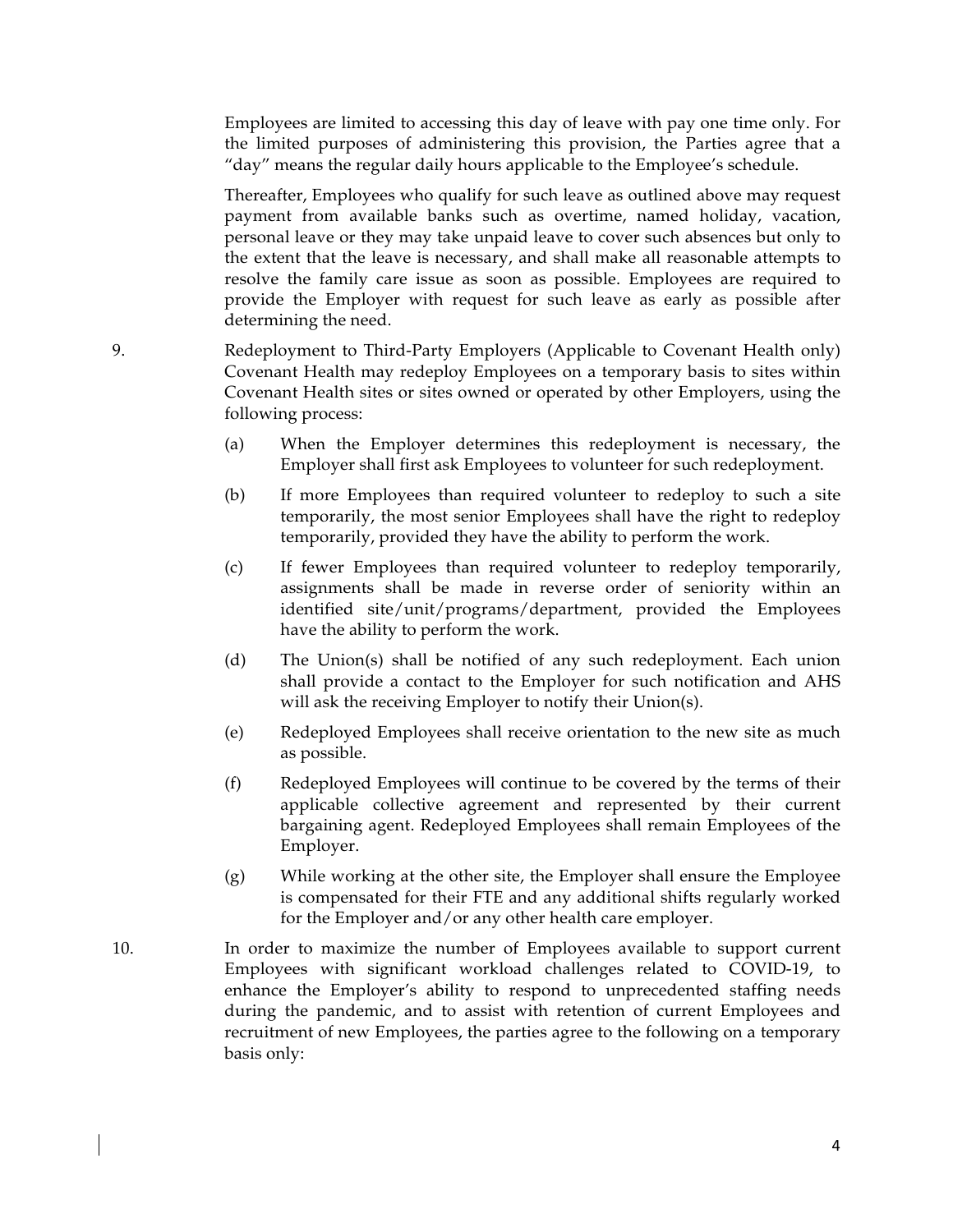Employees are limited to accessing this day of leave with pay one time only. For the limited purposes of administering this provision, the Parties agree that a "day" means the regular daily hours applicable to the Employee's schedule.

Thereafter, Employees who qualify for such leave as outlined above may request payment from available banks such as overtime, named holiday, vacation, personal leave or they may take unpaid leave to cover such absences but only to the extent that the leave is necessary, and shall make all reasonable attempts to resolve the family care issue as soon as possible. Employees are required to provide the Employer with request for such leave as early as possible after determining the need.

9. Redeployment to Third-Party Employers (Applicable to Covenant Health only) Covenant Health may redeploy Employees on a temporary basis to sites within Covenant Health sites or sites owned or operated by other Employers, using the following process:

   (a) When the Employer determines this redeployment is necessary, the Employer shall first ask Employees to volunteer for such redeployment.

   (b) If more Employees than required volunteer to redeploy to such a site temporarily, the most senior Employees shall have the right to redeploy temporarily, provided they have the ability to perform the work.

   (c) If fewer Employees than required volunteer to redeploy temporarily, assignments shall be made in reverse order of seniority within an identified site/unit/programs/department, provided the Employees have the ability to perform the work.

   (d) The Union(s) shall be notified of any such redeployment. Each union shall provide a contact to the Employer for such notification and AHS will ask the receiving Employer to notify their Union(s).

   (e) Redeployed Employees shall receive orientation to the new site as much as possible.

   (f) Redeployed Employees will continue to be covered by the terms of their applicable collective agreement and represented by their current bargaining agent. Redeployed Employees shall remain Employees of the Employer.

   (g) While working at the other site, the Employer shall ensure the Employee is compensated for their FTE and any additional shifts regularly worked for the Employer and/or any other health care employer.

10. In order to maximize the number of Employees available to support current Employees with significant workload challenges related to COVID-19, to enhance the Employer's ability to respond to unprecedented staffing needs during the pandemic, and to assist with retention of current Employees and recruitment of new Employees, the parties agree to the following on a temporary basis only: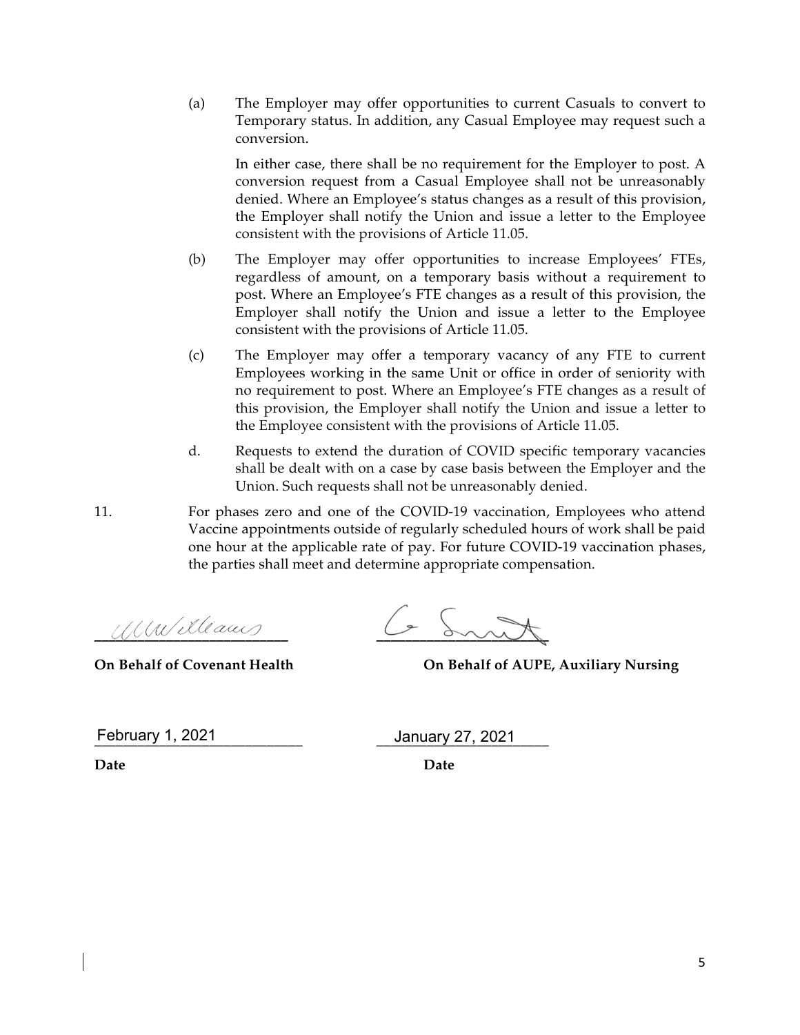(a) The Employer may offer opportunities to current Casuals to convert to Temporary status. In addition, any Casual Employee may request such a conversion.

In either case, there shall be no requirement for the Employer to post. A conversion request from a Casual Employee shall not be unreasonably denied. Where an Employee's status changes as a result of this provision, the Employer shall notify the Union and issue a letter to the Employee consistent with the provisions of Article 11.05.

(b) The Employer may offer opportunities to increase Employees' FTEs, regardless of amount, on a temporary basis without a requirement to post. Where an Employee's FTE changes as a result of this provision, the Employer shall notify the Union and issue a letter to the Employee consistent with the provisions of Article 11.05.

(c) The Employer may offer a temporary vacancy of any FTE to current Employees working in the same Unit or office in order of seniority with no requirement to post. Where an Employee's FTE changes as a result of this provision, the Employer shall notify the Union and issue a letter to the Employee consistent with the provisions of Article 11.05.

d. Requests to extend the duration of COVID specific temporary vacancies shall be dealt with on a case by case basis between the Employer and the Union. Such requests shall not be unreasonably denied.

11. For phases zero and one of the COVID-19 vaccination, Employees who attend Vaccine appointments outside of regularly scheduled hours of work shall be paid one hour at the applicable rate of pay. For future COVID-19 vaccination phases, the parties shall meet and determine appropriate compensation.

| | |
|---|---|
| ____________________ | ____________________ |
| **On Behalf of Covenant Health** | **On Behalf of AUPE, Auxiliary Nursing** |
| February 1, 2021 | January 27, 2021 |
| **Date** | **Date** |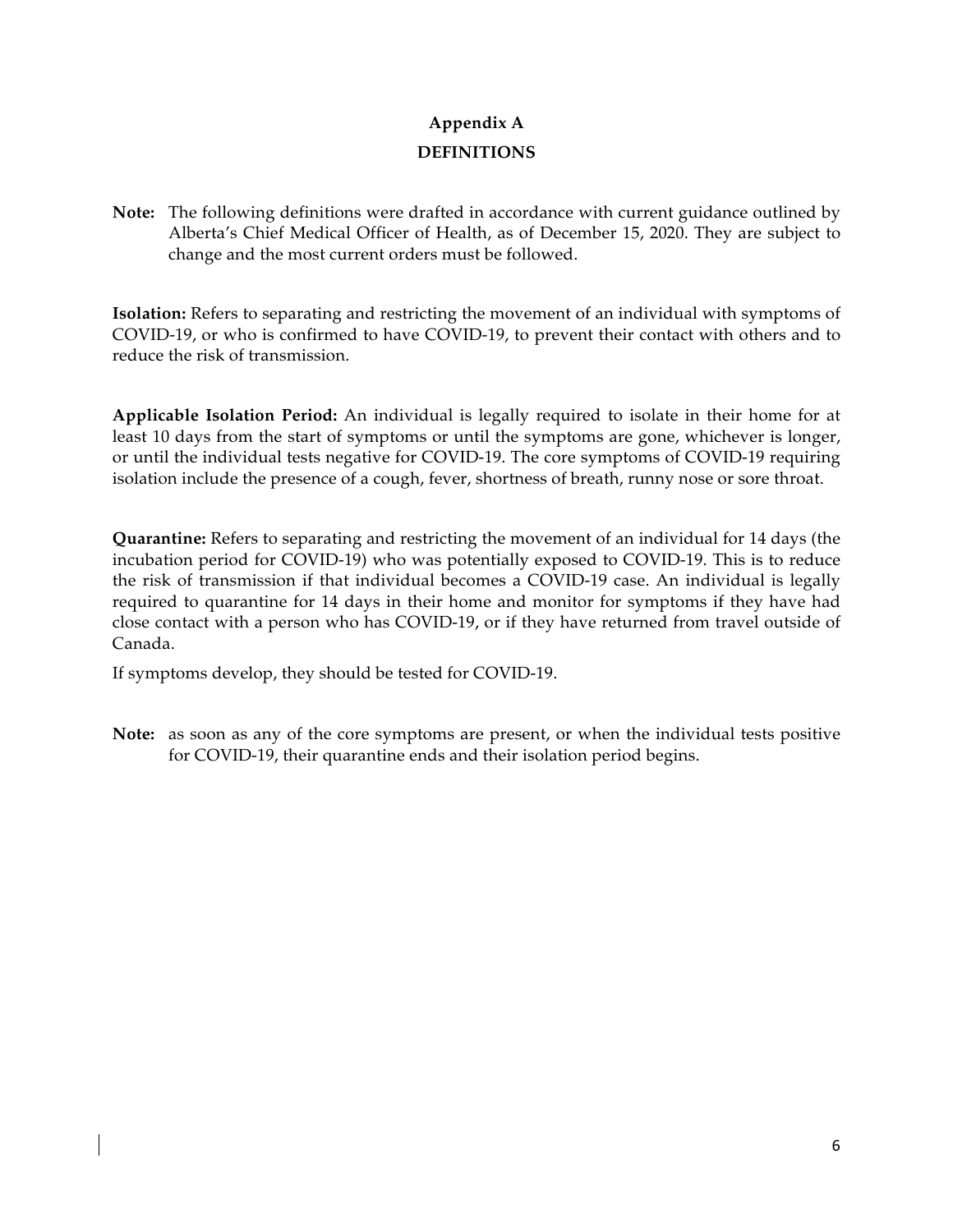# Appendix A

## DEFINITIONS

**Note:** The following definitions were drafted in accordance with current guidance outlined by Alberta's Chief Medical Officer of Health, as of December 15, 2020. They are subject to change and the most current orders must be followed.

**Isolation:** Refers to separating and restricting the movement of an individual with symptoms of COVID-19, or who is confirmed to have COVID-19, to prevent their contact with others and to reduce the risk of transmission.

**Applicable Isolation Period:** An individual is legally required to isolate in their home for at least 10 days from the start of symptoms or until the symptoms are gone, whichever is longer, or until the individual tests negative for COVID-19. The core symptoms of COVID-19 requiring isolation include the presence of a cough, fever, shortness of breath, runny nose or sore throat.

**Quarantine:** Refers to separating and restricting the movement of an individual for 14 days (the incubation period for COVID-19) who was potentially exposed to COVID-19. This is to reduce the risk of transmission if that individual becomes a COVID-19 case. An individual is legally required to quarantine for 14 days in their home and monitor for symptoms if they have had close contact with a person who has COVID-19, or if they have returned from travel outside of Canada.

If symptoms develop, they should be tested for COVID-19.

**Note:** as soon as any of the core symptoms are present, or when the individual tests positive for COVID-19, their quarantine ends and their isolation period begins.